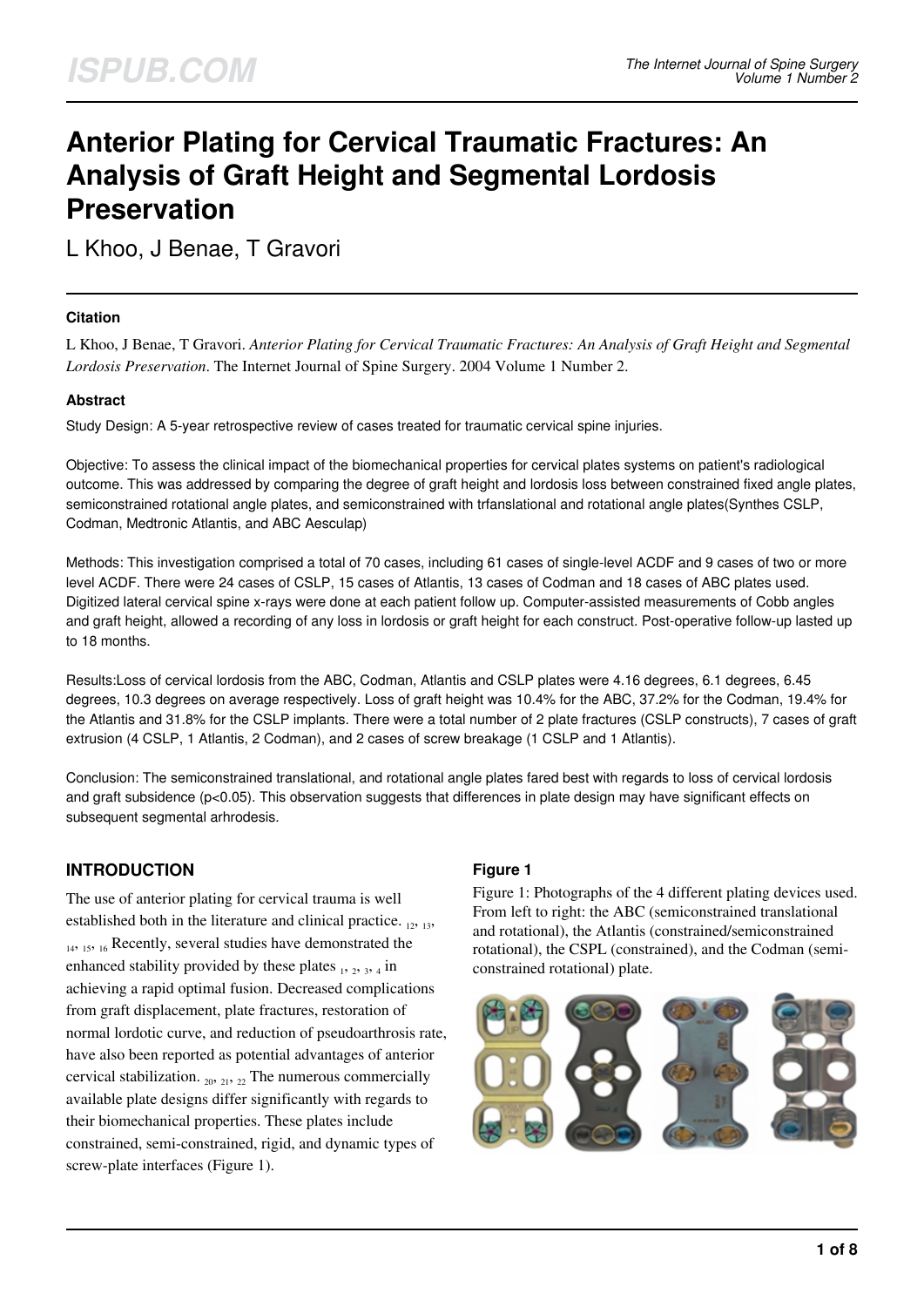# Anterior Plating for Cervical Traumatic Fractures: An Analysis of Graft Height and Segmental Lordosis Preservation

L Khoo, J Benae, T Gravori

### Citation

L Khoo, J Benae, T Gravori. *Anterior Plating for Cervical Traumatic Fractures: An Analysis of Graft Height and Segmental Lordosis Preservation*. The Internet Journal of Spine Surgery. 2004 Volume 1 Number 2.

### Abstract

Study Design: A 5-year retrospective review of cases treated for traumatic cervical spine injuries.

Objective: To assess the clinical impact of the biomechanical properties for cervical plates systems on patient's radiological outcome. This was addressed by comparing the degree of graft height and lordosis loss between constrained fixed angle plates, semiconstrained rotational angle plates, and semiconstrained with trfanslational and rotational angle plates(Synthes CSLP, Codman, Medtronic Atlantis, and ABC Aesculap)

Methods: This investigation comprised a total of 70 cases, including 61 cases of single-level ACDF and 9 cases of two or more level ACDF. There were 24 cases of CSLP, 15 cases of Atlantis, 13 cases of Codman and 18 cases of ABC plates used. Digitized lateral cervical spine x-rays were done at each patient follow up. Computer-assisted measurements of Cobb angles and graft height, allowed a recording of any loss in lordosis or graft height for each construct. Post-operative follow-up lasted up to 18 months.

Results:Loss of cervical lordosis from the ABC, Codman, Atlantis and CSLP plates were 4.16 degrees, 6.1 degrees, 6.45 degrees, 10.3 degrees on average respectively. Loss of graft height was 10.4% for the ABC, 37.2% for the Codman, 19.4% for the Atlantis and 31.8% for the CSLP implants. There were a total number of 2 plate fractures (CSLP constructs), 7 cases of graft extrusion (4 CSLP, 1 Atlantis, 2 Codman), and 2 cases of screw breakage (1 CSLP and 1 Atlantis).

Conclusion: The semiconstrained translational, and rotational angle plates fared best with regards to loss of cervical lordosis and graft subsidence ($p<0.05$). This observation suggests that differences in plate design may have significant effects on subsequent segmental arhrodesis.

## INTRODUCTION

The use of anterior plating for cervical trauma is well established both in the literature and clinical practice. [12, 13, 14, 15, 16] Recently, several studies have demonstrated the enhanced stability provided by these plates [1, 2, 3, 4] in achieving a rapid optimal fusion. Decreased complications from graft displacement, plate fractures, restoration of normal lordotic curve, and reduction of pseudoarthrosis rate, have also been reported as potential advantages of anterior cervical stabilization. [20, 21, 22] The numerous commercially available plate designs differ significantly with regards to their biomechanical properties. These plates include constrained, semi-constrained, rigid, and dynamic types of screw-plate interfaces (Figure 1).

### Figure 1

Figure 1: Photographs of the 4 different plating devices used. From left to right: the ABC (semiconstrained translational and rotational), the Atlantis (constrained/semiconstrained rotational), the CSPL (constrained), and the Codman (semi-constrained rotational) plate.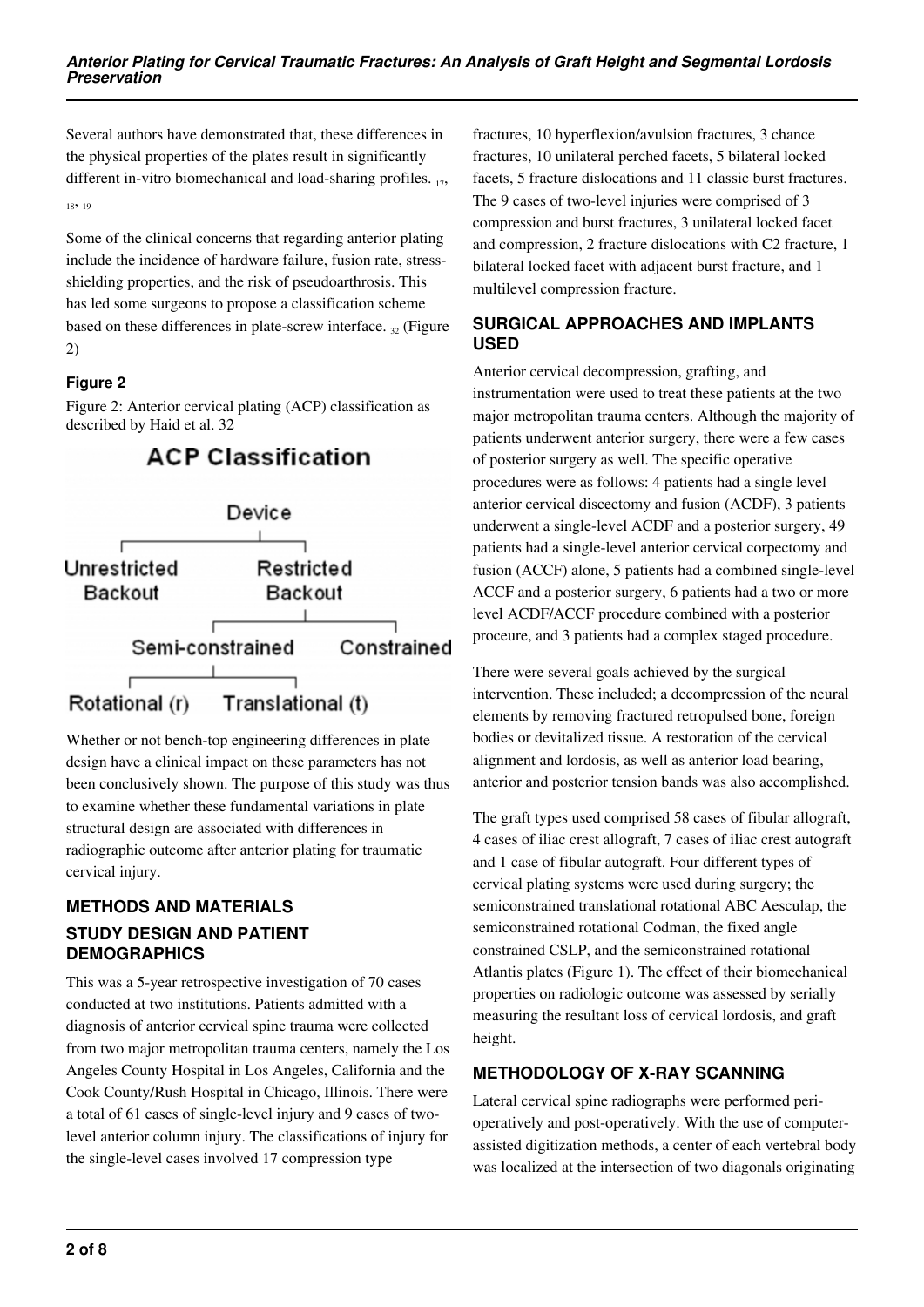Several authors have demonstrated that, these differences in the physical properties of the plates result in significantly different in-vitro biomechanical and load-sharing profiles. [17, 18, 19]

Some of the clinical concerns that regarding anterior plating include the incidence of hardware failure, fusion rate, stress-shielding properties, and the risk of pseudoarthrosis. This has led some surgeons to propose a classification scheme based on these differences in plate-screw interface. [32] (Figure 2)

### Figure 2

Figure 2: Anterior cervical plating (ACP) classification as described by Haid et al. 32

ACP Classification

Device

Unrestricted Backout | Restricted Backout

Semi-constrained | Constrained

Rotational (r) | Translational (t)

Whether or not bench-top engineering differences in plate design have a clinical impact on these parameters has not been conclusively shown. The purpose of this study was thus to examine whether these fundamental variations in plate structural design are associated with differences in radiographic outcome after anterior plating for traumatic cervical injury.

## METHODS AND MATERIALS

### STUDY DESIGN AND PATIENT DEMOGRAPHICS

This was a 5-year retrospective investigation of 70 cases conducted at two institutions. Patients admitted with a diagnosis of anterior cervical spine trauma were collected from two major metropolitan trauma centers, namely the Los Angeles County Hospital in Los Angeles, California and the Cook County/Rush Hospital in Chicago, Illinois. There were a total of 61 cases of single-level injury and 9 cases of two-level anterior column injury. The classifications of injury for the single-level cases involved 17 compression type fractures, 10 hyperflexion/avulsion fractures, 3 chance fractures, 10 unilateral perched facets, 5 bilateral locked facets, 5 fracture dislocations and 11 classic burst fractures. The 9 cases of two-level injuries were comprised of 3 compression and burst fractures, 3 unilateral locked facet and compression, 2 fracture dislocations with C2 fracture, 1 bilateral locked facet with adjacent burst fracture, and 1 multilevel compression fracture.

### SURGICAL APPROACHES AND IMPLANTS USED

Anterior cervical decompression, grafting, and instrumentation were used to treat these patients at the two major metropolitan trauma centers. Although the majority of patients underwent anterior surgery, there were a few cases of posterior surgery as well. The specific operative procedures were as follows: 4 patients had a single level anterior cervical discectomy and fusion (ACDF), 3 patients underwent a single-level ACDF and a posterior surgery, 49 patients had a single-level anterior cervical corpectomy and fusion (ACCF) alone, 5 patients had a combined single-level ACCF and a posterior surgery, 6 patients had a two or more level ACDF/ACCF procedure combined with a posterior proceure, and 3 patients had a complex staged procedure.

There were several goals achieved by the surgical intervention. These included; a decompression of the neural elements by removing fractured retropulsed bone, foreign bodies or devitalized tissue. A restoration of the cervical alignment and lordosis, as well as anterior load bearing, anterior and posterior tension bands was also accomplished.

The graft types used comprised 58 cases of fibular allograft, 4 cases of iliac crest allograft, 7 cases of iliac crest autograft and 1 case of fibular autograft. Four different types of cervical plating systems were used during surgery; the semiconstrained translational rotational ABC Aesculap, the semiconstrained rotational Codman, the fixed angle constrained CSLP, and the semiconstrained rotational Atlantis plates (Figure 1). The effect of their biomechanical properties on radiologic outcome was assessed by serially measuring the resultant loss of cervical lordosis, and graft height.

### METHODOLOGY OF X-RAY SCANNING

Lateral cervical spine radiographs were performed peri-operatively and post-operatively. With the use of computer-assisted digitization methods, a center of each vertebral body was localized at the intersection of two diagonals originating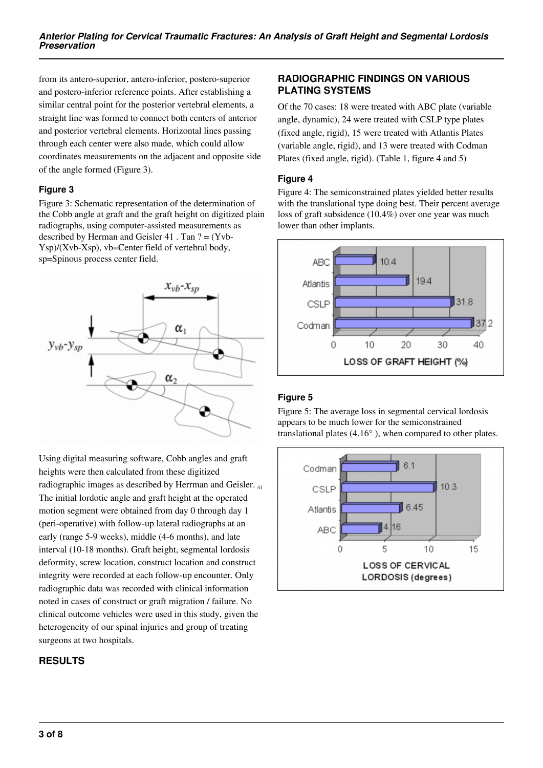from its antero-superior, antero-inferior, postero-superior and postero-inferior reference points. After establishing a similar central point for the posterior vertebral elements, a straight line was formed to connect both centers of anterior and posterior vertebral elements. Horizontal lines passing through each center were also made, which could allow coordinates measurements on the adjacent and opposite side of the angle formed (Figure 3).

### Figure 3

Figure 3: Schematic representation of the determination of the Cobb angle at graft and the graft height on digitized plain radiographs, using computer-assisted measurements as described by Herman and Geisler 41 . Tan ? = (Yvb-Ysp)/(Xvb-Xsp), vb=Center field of vertebral body, sp=Spinous process center field.

Using digital measuring software, Cobb angles and graft heights were then calculated from these digitized radiographic images as described by Herrman and Geisler. [41] The initial lordotic angle and graft height at the operated motion segment were obtained from day 0 through day 1 (peri-operative) with follow-up lateral radiographs at an early (range 5-9 weeks), middle (4-6 months), and late interval (10-18 months). Graft height, segmental lordosis deformity, screw location, construct location and construct integrity were recorded at each follow-up encounter. Only radiographic data was recorded with clinical information noted in cases of construct or graft migration / failure. No clinical outcome vehicles were used in this study, given the heterogeneity of our spinal injuries and group of treating surgeons at two hospitals.

## RESULTS

## RADIOGRAPHIC FINDINGS ON VARIOUS PLATING SYSTEMS

Of the 70 cases: 18 were treated with ABC plate (variable angle, dynamic), 24 were treated with CSLP type plates (fixed angle, rigid), 15 were treated with Atlantis Plates (variable angle, rigid), and 13 were treated with Codman Plates (fixed angle, rigid). (Table 1, figure 4 and 5)

### Figure 4

Figure 4: The semiconstrained plates yielded better results with the translational type doing best. Their percent average loss of graft subsidence (10.4%) over one year was much lower than other implants.

### Figure 5

Figure 5: The average loss in segmental cervical lordosis appears to be much lower for the semiconstrained translational plates (4.16° ), when compared to other plates.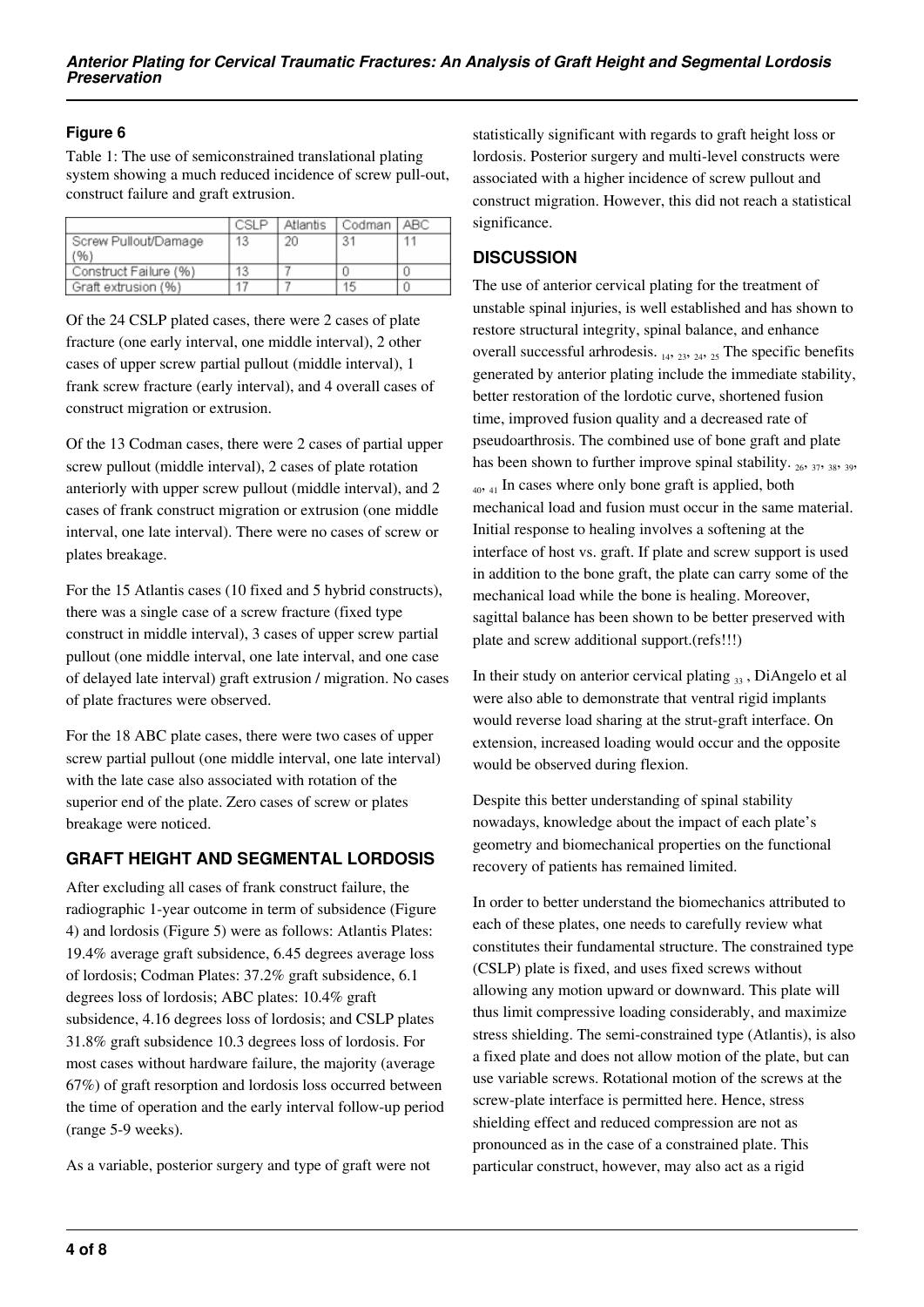### Figure 6

Table 1: The use of semiconstrained translational plating system showing a much reduced incidence of screw pull-out, construct failure and graft extrusion.

| | CSLP | Atlantis | Codman | ABC |
|---|---|---|---|---|
| Screw Pullout/Damage (%) | 13 | 20 | 31 | 11 |
| Construct Failure (%) | 13 | 7 | 0 | 0 |
| Graft extrusion (%) | 17 | 7 | 15 | 0 |

Of the 24 CSLP plated cases, there were 2 cases of plate fracture (one early interval, one middle interval), 2 other cases of upper screw partial pullout (middle interval), 1 frank screw fracture (early interval), and 4 overall cases of construct migration or extrusion.

Of the 13 Codman cases, there were 2 cases of partial upper screw pullout (middle interval), 2 cases of plate rotation anteriorly with upper screw pullout (middle interval), and 2 cases of frank construct migration or extrusion (one middle interval, one late interval). There were no cases of screw or plates breakage.

For the 15 Atlantis cases (10 fixed and 5 hybrid constructs), there was a single case of a screw fracture (fixed type construct in middle interval), 3 cases of upper screw partial pullout (one middle interval, one late interval, and one case of delayed late interval) graft extrusion / migration. No cases of plate fractures were observed.

For the 18 ABC plate cases, there were two cases of upper screw partial pullout (one middle interval, one late interval) with the late case also associated with rotation of the superior end of the plate. Zero cases of screw or plates breakage were noticed.

## GRAFT HEIGHT AND SEGMENTAL LORDOSIS

After excluding all cases of frank construct failure, the radiographic 1-year outcome in term of subsidence (Figure 4) and lordosis (Figure 5) were as follows: Atlantis Plates: 19.4% average graft subsidence, 6.45 degrees average loss of lordosis; Codman Plates: 37.2% graft subsidence, 6.1 degrees loss of lordosis; ABC plates: 10.4% graft subsidence, 4.16 degrees loss of lordosis; and CSLP plates 31.8% graft subsidence 10.3 degrees loss of lordosis. For most cases without hardware failure, the majority (average 67%) of graft resorption and lordosis loss occurred between the time of operation and the early interval follow-up period (range 5-9 weeks).

As a variable, posterior surgery and type of graft were not statistically significant with regards to graft height loss or lordosis. Posterior surgery and multi-level constructs were associated with a higher incidence of screw pullout and construct migration. However, this did not reach a statistical significance.

## DISCUSSION

The use of anterior cervical plating for the treatment of unstable spinal injuries, is well established and has shown to restore structural integrity, spinal balance, and enhance overall successful arhrodesis. [14, 23, 24, 25] The specific benefits generated by anterior plating include the immediate stability, better restoration of the lordotic curve, shortened fusion time, improved fusion quality and a decreased rate of pseudoarthrosis. The combined use of bone graft and plate has been shown to further improve spinal stability. [26, 37, 38, 39, 40, 41] In cases where only bone graft is applied, both mechanical load and fusion must occur in the same material. Initial response to healing involves a softening at the interface of host vs. graft. If plate and screw support is used in addition to the bone graft, the plate can carry some of the mechanical load while the bone is healing. Moreover, sagittal balance has been shown to be better preserved with plate and screw additional support.(refs!!!)

In their study on anterior cervical plating [33], DiAngelo et al were also able to demonstrate that ventral rigid implants would reverse load sharing at the strut-graft interface. On extension, increased loading would occur and the opposite would be observed during flexion.

Despite this better understanding of spinal stability nowadays, knowledge about the impact of each plate's geometry and biomechanical properties on the functional recovery of patients has remained limited.

In order to better understand the biomechanics attributed to each of these plates, one needs to carefully review what constitutes their fundamental structure. The constrained type (CSLP) plate is fixed, and uses fixed screws without allowing any motion upward or downward. This plate will thus limit compressive loading considerably, and maximize stress shielding. The semi-constrained type (Atlantis), is also a fixed plate and does not allow motion of the plate, but can use variable screws. Rotational motion of the screws at the screw-plate interface is permitted here. Hence, stress shielding effect and reduced compression are not as pronounced as in the case of a constrained plate. This particular construct, however, may also act as a rigid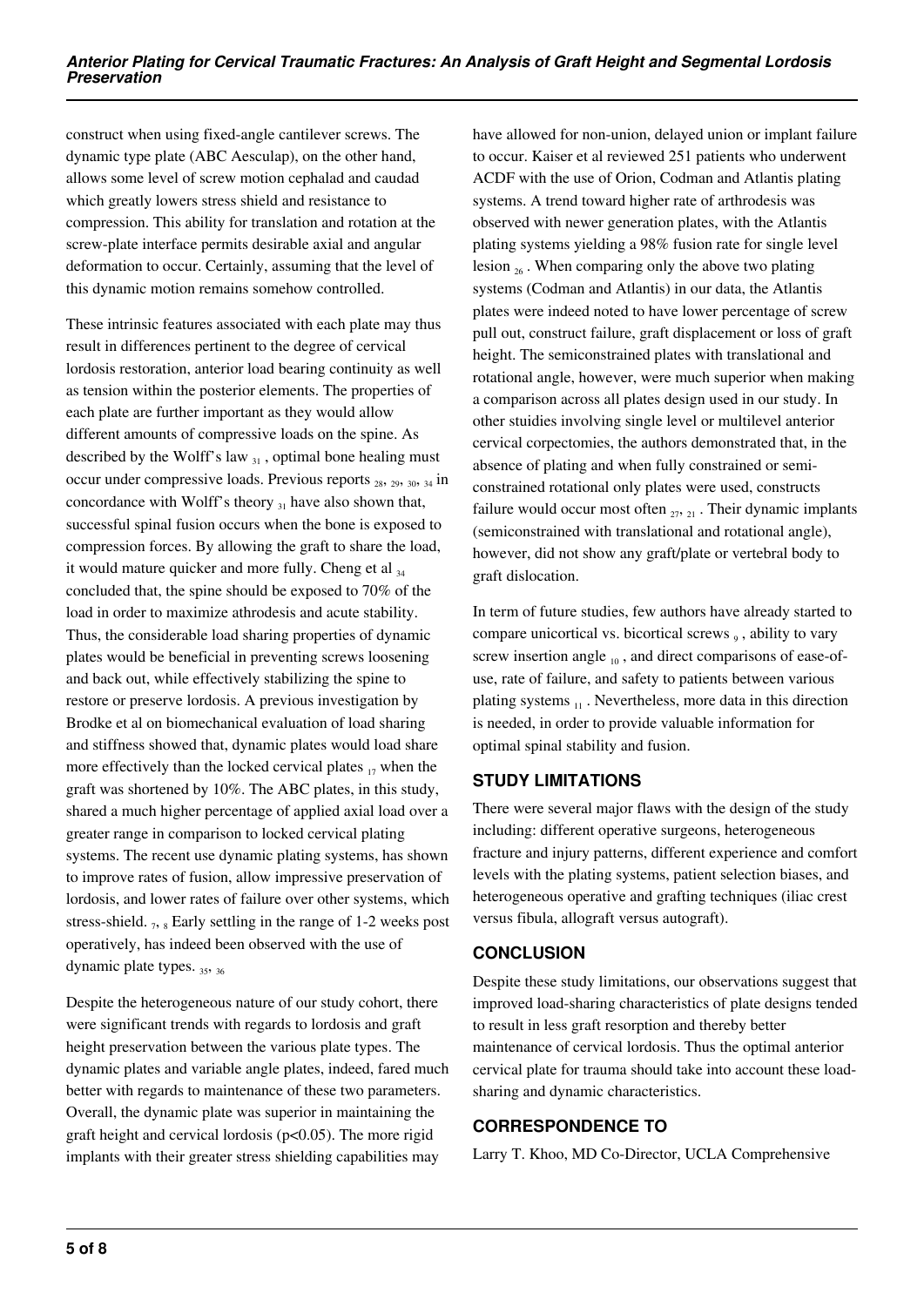construct when using fixed-angle cantilever screws. The dynamic type plate (ABC Aesculap), on the other hand, allows some level of screw motion cephalad and caudad which greatly lowers stress shield and resistance to compression. This ability for translation and rotation at the screw-plate interface permits desirable axial and angular deformation to occur. Certainly, assuming that the level of this dynamic motion remains somehow controlled.

These intrinsic features associated with each plate may thus result in differences pertinent to the degree of cervical lordosis restoration, anterior load bearing continuity as well as tension within the posterior elements. The properties of each plate are further important as they would allow different amounts of compressive loads on the spine. As described by the Wolff's law [31], optimal bone healing must occur under compressive loads. Previous reports [28, 29, 30, 34] in concordance with Wolff's theory [31] have also shown that, successful spinal fusion occurs when the bone is exposed to compression forces. By allowing the graft to share the load, it would mature quicker and more fully. Cheng et al [34] concluded that, the spine should be exposed to 70% of the load in order to maximize athrodesis and acute stability. Thus, the considerable load sharing properties of dynamic plates would be beneficial in preventing screws loosening and back out, while effectively stabilizing the spine to restore or preserve lordosis. A previous investigation by Brodke et al on biomechanical evaluation of load sharing and stiffness showed that, dynamic plates would load share more effectively than the locked cervical plates [17] when the graft was shortened by 10%. The ABC plates, in this study, shared a much higher percentage of applied axial load over a greater range in comparison to locked cervical plating systems. The recent use dynamic plating systems, has shown to improve rates of fusion, allow impressive preservation of lordosis, and lower rates of failure over other systems, which stress-shield. [7, 8] Early settling in the range of 1-2 weeks post operatively, has indeed been observed with the use of dynamic plate types. [35, 36]

Despite the heterogeneous nature of our study cohort, there were significant trends with regards to lordosis and graft height preservation between the various plate types. The dynamic plates and variable angle plates, indeed, fared much better with regards to maintenance of these two parameters. Overall, the dynamic plate was superior in maintaining the graft height and cervical lordosis ($p<0.05$). The more rigid implants with their greater stress shielding capabilities may have allowed for non-union, delayed union or implant failure to occur. Kaiser et al reviewed 251 patients who underwent ACDF with the use of Orion, Codman and Atlantis plating systems. A trend toward higher rate of arthrodesis was observed with newer generation plates, with the Atlantis plating systems yielding a 98% fusion rate for single level lesion [26]. When comparing only the above two plating systems (Codman and Atlantis) in our data, the Atlantis plates were indeed noted to have lower percentage of screw pull out, construct failure, graft displacement or loss of graft height. The semiconstrained plates with translational and rotational angle, however, were much superior when making a comparison across all plates design used in our study. In other stuidies involving single level or multilevel anterior cervical corpectomies, the authors demonstrated that, in the absence of plating and when fully constrained or semi-constrained rotational only plates were used, constructs failure would occur most often [27, 21]. Their dynamic implants (semiconstrained with translational and rotational angle), however, did not show any graft/plate or vertebral body to graft dislocation.

In term of future studies, few authors have already started to compare unicortical vs. bicortical screws [9], ability to vary screw insertion angle [10], and direct comparisons of ease-of-use, rate of failure, and safety to patients between various plating systems [11]. Nevertheless, more data in this direction is needed, in order to provide valuable information for optimal spinal stability and fusion.

## STUDY LIMITATIONS

There were several major flaws with the design of the study including: different operative surgeons, heterogeneous fracture and injury patterns, different experience and comfort levels with the plating systems, patient selection biases, and heterogeneous operative and grafting techniques (iliac crest versus fibula, allograft versus autograft).

## CONCLUSION

Despite these study limitations, our observations suggest that improved load-sharing characteristics of plate designs tended to result in less graft resorption and thereby better maintenance of cervical lordosis. Thus the optimal anterior cervical plate for trauma should take into account these load-sharing and dynamic characteristics.

## CORRESPONDENCE TO

Larry T. Khoo, MD Co-Director, UCLA Comprehensive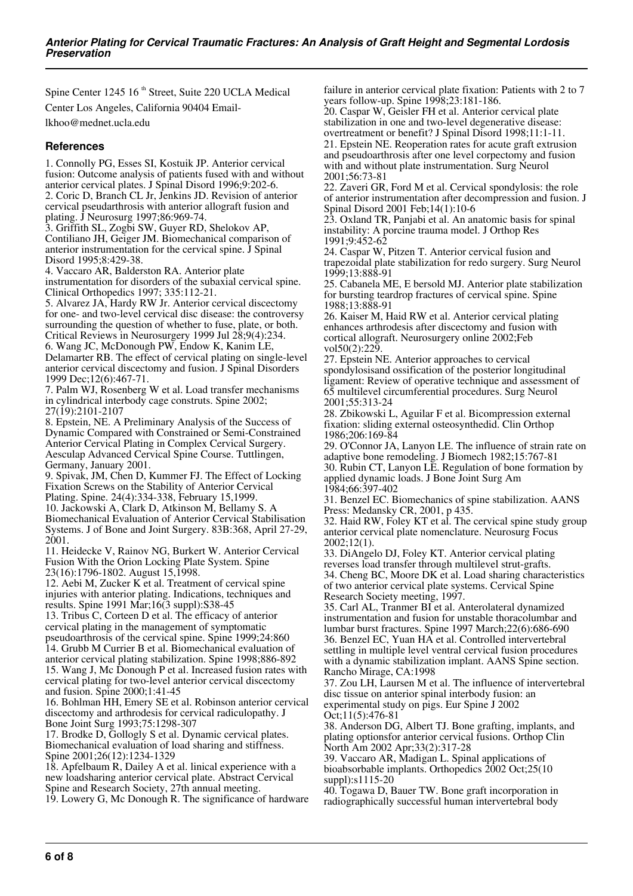Spine Center 1245 16 [th] Street, Suite 220 UCLA Medical Center Los Angeles, California 90404 Email-lkhoo@mednet.ucla.edu

## References

1. Connolly PG, Esses SI, Kostuik JP. Anterior cervical fusion: Outcome analysis of patients fused with and without anterior cervical plates. J Spinal Disord 1996;9:202-6.
2. Coric D, Branch CL Jr, Jenkins JD. Revision of anterior cervical pseudarthrosis with anterior allograft fusion and plating. J Neurosurg 1997;86:969-74.
3. Griffith SL, Zogbi SW, Guyer RD, Shelokov AP, Contiliano JH, Geiger JM. Biomechanical comparison of anterior instrumentation for the cervical spine. J Spinal Disord 1995;8:429-38.
4. Vaccaro AR, Balderston RA. Anterior plate instrumentation for disorders of the subaxial cervical spine. Clinical Orthopedics 1997; 335:112-21.
5. Alvarez JA, Hardy RW Jr. Anterior cervical discectomy for one- and two-level cervical disc disease: the controversy surrounding the question of whether to fuse, plate, or both. Critical Reviews in Neurosurgery 1999 Jul 28;9(4):234.
6. Wang JC, McDonough PW, Endow K, Kanim LE, Delamarter RB. The effect of cervical plating on single-level anterior cervical discectomy and fusion. J Spinal Disorders 1999 Dec;12(6):467-71.
7. Palm WJ, Rosenberg W et al. Load transfer mechanisms in cylindrical interbody cage construts. Spine 2002; 27(19):2101-2107
8. Epstein, NE. A Preliminary Analysis of the Success of Dynamic Compared with Constrained or Semi-Constrained Anterior Cervical Plating in Complex Cervical Surgery. Aesculap Advanced Cervical Spine Course. Tuttlingen, Germany, January 2001.
9. Spivak, JM, Chen D, Kummer FJ. The Effect of Locking Fixation Screws on the Stability of Anterior Cervical Plating. Spine. 24(4):334-338, February 15,1999.
10. Jackowski A, Clark D, Atkinson M, Bellamy S. A Biomechanical Evaluation of Anterior Cervical Stabilisation Systems. J of Bone and Joint Surgery. 83B:368, April 27-29, 2001.
11. Heidecke V, Rainov NG, Burkert W. Anterior Cervical Fusion With the Orion Locking Plate System. Spine 23(16):1796-1802. August 15,1998.
12. Aebi M, Zucker K et al. Treatment of cervical spine injuries with anterior plating. Indications, techniques and results. Spine 1991 Mar;16(3 suppl):S38-45
13. Tribus C, Corteen D et al. The efficacy of anterior cervical plating in the management of symptomatic pseudoarthrosis of the cervical spine. Spine 1999;24:860
14. Grubb M Currier B et al. Biomechanical evaluation of anterior cervical plating stabilization. Spine 1998;886-892
15. Wang J, Mc Donough P et al. Increased fusion rates with cervical plating for two-level anterior cervical discectomy and fusion. Spine 2000;1:41-45
16. Bohlman HH, Emery SE et al. Robinson anterior cervical discectomy and arthrodesis for cervical radiculopathy. J Bone Joint Surg 1993;75:1298-307
17. Brodke D, Gollogly S et al. Dynamic cervical plates. Biomechanical evaluation of load sharing and stiffness. Spine 2001;26(12):1234-1239
18. Apfelbaum R, Dailey A et al. linical experience with a new loadsharing anterior cervical plate. Abstract Cervical Spine and Research Society, 27th annual meeting.
19. Lowery G, Mc Donough R. The significance of hardware failure in anterior cervical plate fixation: Patients with 2 to 7 years follow-up. Spine 1998;23:181-186.
20. Caspar W, Geisler FH et al. Anterior cervical plate stabilization in one and two-level degenerative disease: overtreatment or benefit? J Spinal Disord 1998;11:1-11.
21. Epstein NE. Reoperation rates for acute graft extrusion and pseudoarthrosis after one level corpectomy and fusion with and without plate instrumentation. Surg Neurol 2001;56:73-81
22. Zaveri GR, Ford M et al. Cervical spondylosis: the role of anterior instrumentation after decompression and fusion. J Spinal Disord 2001 Feb;14(1):10-6
23. Oxland TR, Panjabi et al. An anatomic basis for spinal instability: A porcine trauma model. J Orthop Res 1991;9:452-62
24. Caspar W, Pitzen T. Anterior cervical fusion and trapezoidal plate stabilization for redo surgery. Surg Neurol 1999;13:888-91
25. Cabanela ME, E bersold MJ. Anterior plate stabilization for bursting teardrop fractures of cervical spine. Spine 1988;13:888-91
26. Kaiser M, Haid RW et al. Anterior cervical plating enhances arthrodesis after discectomy and fusion with cortical allograft. Neurosurgery online 2002;Feb vol50(2):229.
27. Epstein NE. Anterior approaches to cervical spondylosisand ossification of the posterior longitudinal ligament: Review of operative technique and assessment of 65 multilevel circumferential procedures. Surg Neurol 2001;55:313-24
28. Zbikowski L, Aguilar F et al. Bicompression external fixation: sliding external osteosynthedid. Clin Orthop 1986;206:169-84
29. O'Connor JA, Lanyon LE. The influence of strain rate on adaptive bone remodeling. J Biomech 1982;15:767-81
30. Rubin CT, Lanyon LE. Regulation of bone formation by applied dynamic loads. J Bone Joint Surg Am 1984;66:397-402
31. Benzel EC. Biomechanics of spine stabilization. AANS Press: Medansky CR, 2001, p 435.
32. Haid RW, Foley KT et al. The cervical spine study group anterior cervical plate nomenclature. Neurosurg Focus 2002;12(1).
33. DiAngelo DJ, Foley KT. Anterior cervical plating reverses load transfer through multilevel strut-grafts.
34. Cheng BC, Moore DK et al. Load sharing characteristics of two anterior cervical plate systems. Cervical Spine Research Society meeting, 1997.
35. Carl AL, Tranmer BI et al. Anterolateral dynamized instrumentation and fusion for unstable thoracolumbar and lumbar burst fractures. Spine 1997 March;22(6):686-690
36. Benzel EC, Yuan HA et al. Controlled intervertebral settling in multiple level ventral cervical fusion procedures with a dynamic stabilization implant. AANS Spine section. Rancho Mirage, CA:1998
37. Zou LH, Laursen M et al. The influence of intervertebral disc tissue on anterior spinal interbody fusion: an experimental study on pigs. Eur Spine J 2002 Oct;11(5):476-81
38. Anderson DG, Albert TJ. Bone grafting, implants, and plating optionsfor anterior cervical fusions. Orthop Clin North Am 2002 Apr;33(2):317-28
39. Vaccaro AR, Madigan L. Spinal applications of bioabsorbable implants. Orthopedics 2002 Oct;25(10 suppl):s1115-20
40. Togawa D, Bauer TW. Bone graft incorporation in radiographically successful human intervertebral body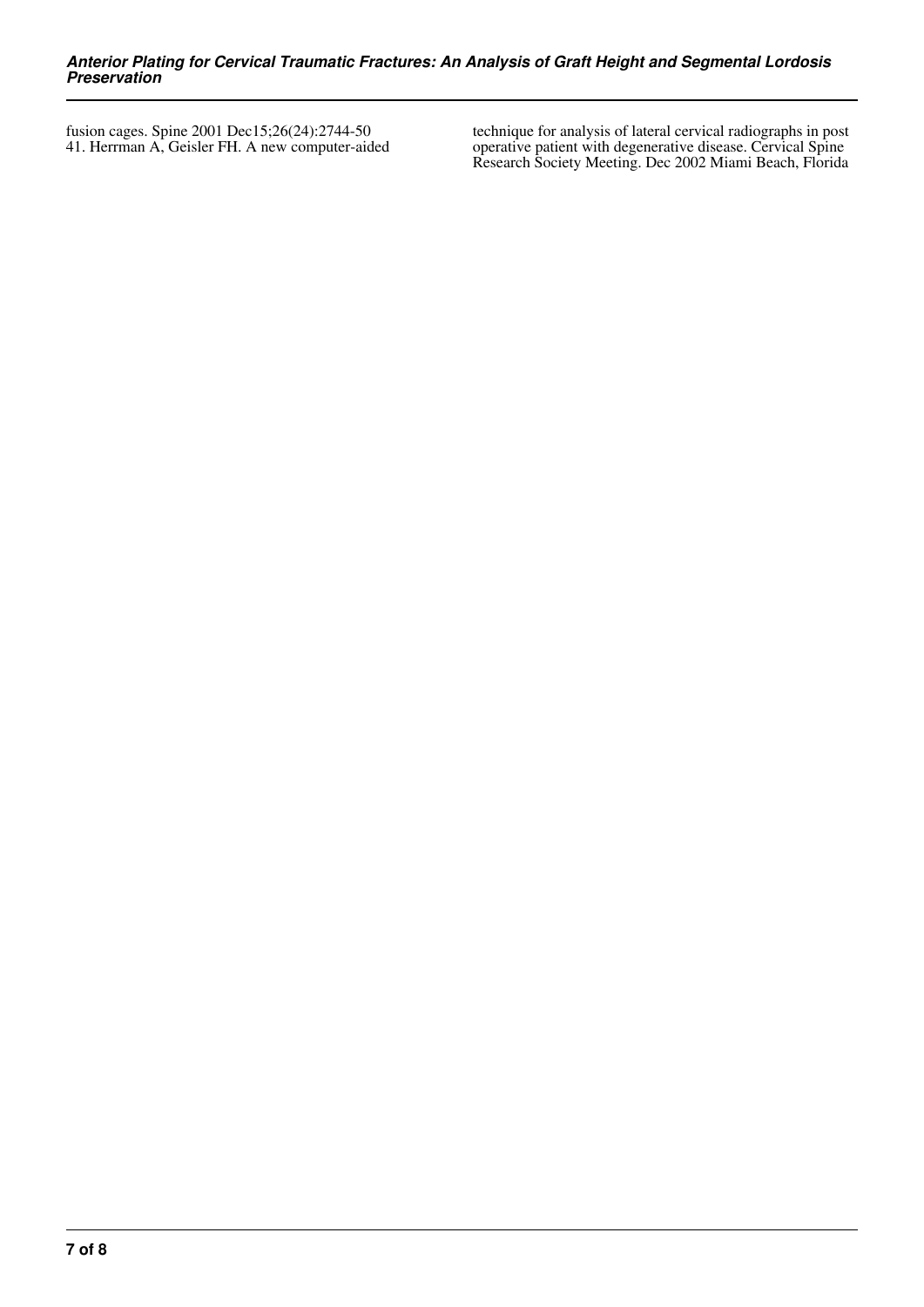fusion cages. Spine 2001 Dec15;26(24):2744-50

41. Herrman A, Geisler FH. A new computer-aided technique for analysis of lateral cervical radiographs in post operative patient with degenerative disease. Cervical Spine Research Society Meeting. Dec 2002 Miami Beach, Florida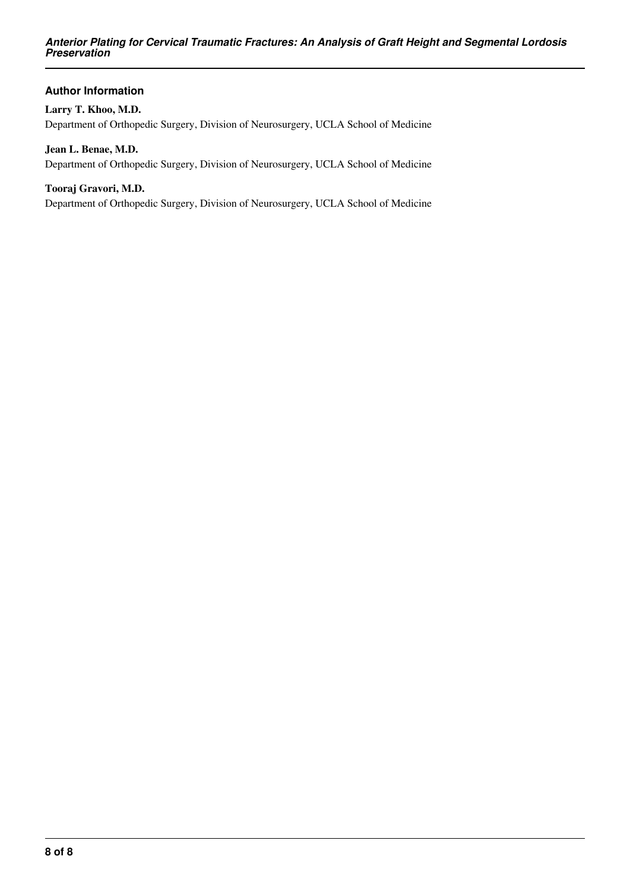## Author Information

**Larry T. Khoo, M.D.**
Department of Orthopedic Surgery, Division of Neurosurgery, UCLA School of Medicine

**Jean L. Benae, M.D.**
Department of Orthopedic Surgery, Division of Neurosurgery, UCLA School of Medicine

**Tooraj Gravori, M.D.**
Department of Orthopedic Surgery, Division of Neurosurgery, UCLA School of Medicine